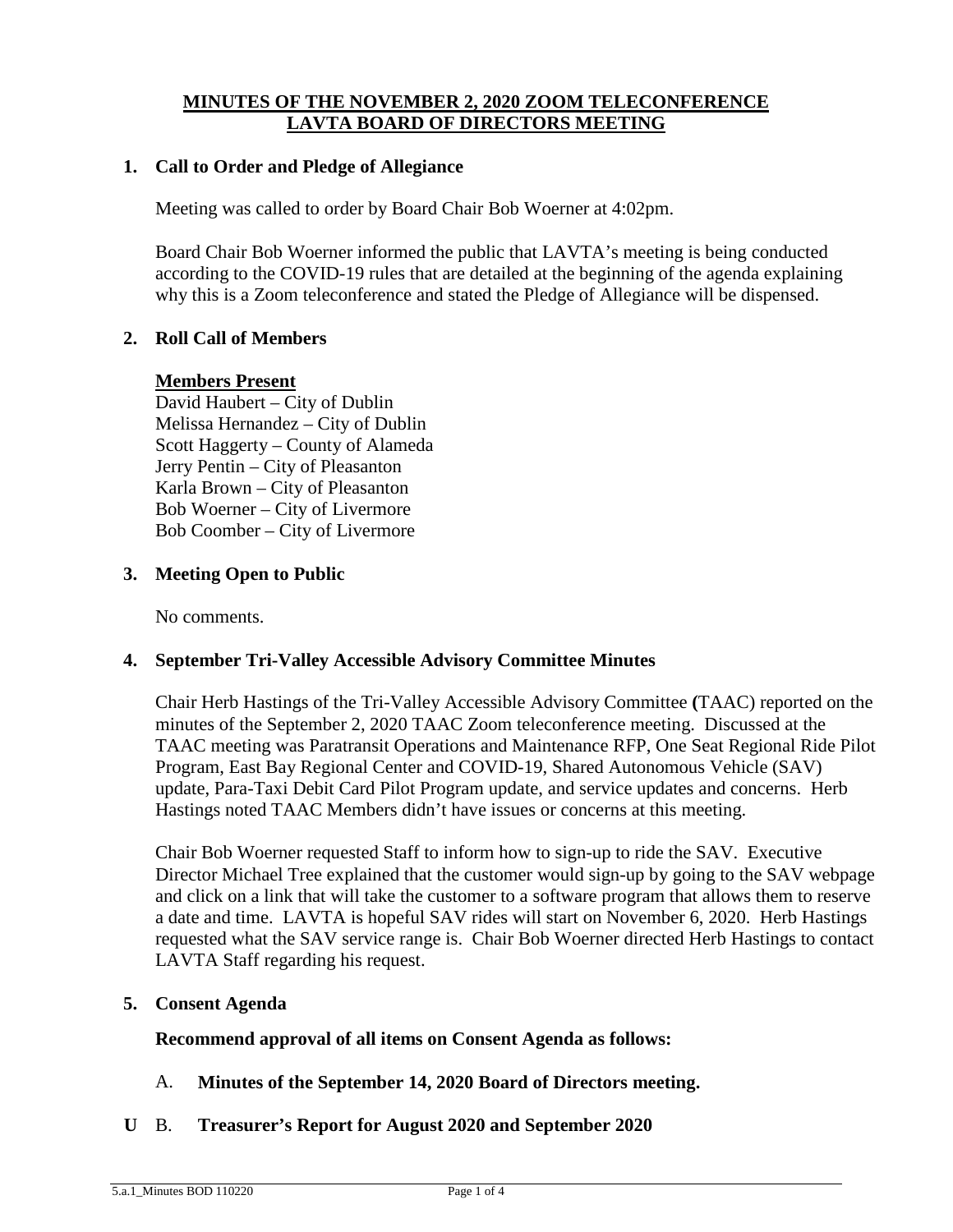# MINUTES OF THE NOVEMBER 2, 2020 ZOOM TELECONFERENCE LAVTA BOARD OF DIRECTORS MEETING

## 1. Call to Order and Pledge of Allegiance

Meeting was called to order by Board Chair Bob Woerner at 4:02pm.

Board Chair Bob Woerner informed the public that LAVTA's meeting is being conducted according to the COVID-19 rules that are detailed at the beginning of the agenda explaining why this is a Zoom teleconference and stated the Pledge of Allegiance will be dispensed.

## 2. Roll Call of Members

**Members Present**

David Haubert – City of Dublin
Melissa Hernandez – City of Dublin
Scott Haggerty – County of Alameda
Jerry Pentin – City of Pleasanton
Karla Brown – City of Pleasanton
Bob Woerner – City of Livermore
Bob Coomber – City of Livermore

## 3. Meeting Open to Public

No comments.

## 4. September Tri-Valley Accessible Advisory Committee Minutes

Chair Herb Hastings of the Tri-Valley Accessible Advisory Committee (TAAC) reported on the minutes of the September 2, 2020 TAAC Zoom teleconference meeting. Discussed at the TAAC meeting was Paratransit Operations and Maintenance RFP, One Seat Regional Ride Pilot Program, East Bay Regional Center and COVID-19, Shared Autonomous Vehicle (SAV) update, Para-Taxi Debit Card Pilot Program update, and service updates and concerns. Herb Hastings noted TAAC Members didn't have issues or concerns at this meeting.

Chair Bob Woerner requested Staff to inform how to sign-up to ride the SAV. Executive Director Michael Tree explained that the customer would sign-up by going to the SAV webpage and click on a link that will take the customer to a software program that allows them to reserve a date and time. LAVTA is hopeful SAV rides will start on November 6, 2020. Herb Hastings requested what the SAV service range is. Chair Bob Woerner directed Herb Hastings to contact LAVTA Staff regarding his request.

## 5. Consent Agenda

**Recommend approval of all items on Consent Agenda as follows:**

A. **Minutes of the September 14, 2020 Board of Directors meeting.**

**U** B. **Treasurer's Report for August 2020 and September 2020**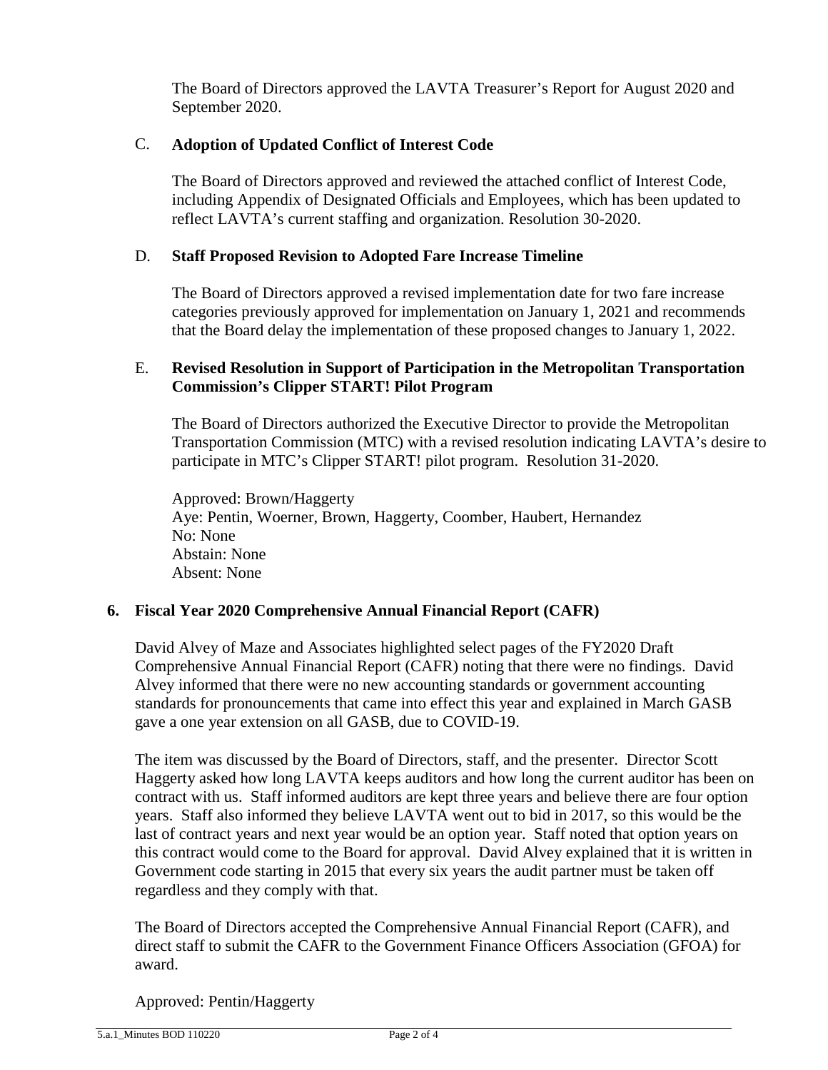The Board of Directors approved the LAVTA Treasurer's Report for August 2020 and September 2020.

C. **Adoption of Updated Conflict of Interest Code**

The Board of Directors approved and reviewed the attached conflict of Interest Code, including Appendix of Designated Officials and Employees, which has been updated to reflect LAVTA's current staffing and organization. Resolution 30-2020.

D. **Staff Proposed Revision to Adopted Fare Increase Timeline**

The Board of Directors approved a revised implementation date for two fare increase categories previously approved for implementation on January 1, 2021 and recommends that the Board delay the implementation of these proposed changes to January 1, 2022.

E. **Revised Resolution in Support of Participation in the Metropolitan Transportation Commission's Clipper START! Pilot Program**

The Board of Directors authorized the Executive Director to provide the Metropolitan Transportation Commission (MTC) with a revised resolution indicating LAVTA's desire to participate in MTC's Clipper START! pilot program. Resolution 31-2020.

Approved: Brown/Haggerty
Aye: Pentin, Woerner, Brown, Haggerty, Coomber, Haubert, Hernandez
No: None
Abstain: None
Absent: None

**6. Fiscal Year 2020 Comprehensive Annual Financial Report (CAFR)**

David Alvey of Maze and Associates highlighted select pages of the FY2020 Draft Comprehensive Annual Financial Report (CAFR) noting that there were no findings. David Alvey informed that there were no new accounting standards or government accounting standards for pronouncements that came into effect this year and explained in March GASB gave a one year extension on all GASB, due to COVID-19.

The item was discussed by the Board of Directors, staff, and the presenter. Director Scott Haggerty asked how long LAVTA keeps auditors and how long the current auditor has been on contract with us. Staff informed auditors are kept three years and believe there are four option years. Staff also informed they believe LAVTA went out to bid in 2017, so this would be the last of contract years and next year would be an option year. Staff noted that option years on this contract would come to the Board for approval. David Alvey explained that it is written in Government code starting in 2015 that every six years the audit partner must be taken off regardless and they comply with that.

The Board of Directors accepted the Comprehensive Annual Financial Report (CAFR), and direct staff to submit the CAFR to the Government Finance Officers Association (GFOA) for award.

Approved: Pentin/Haggerty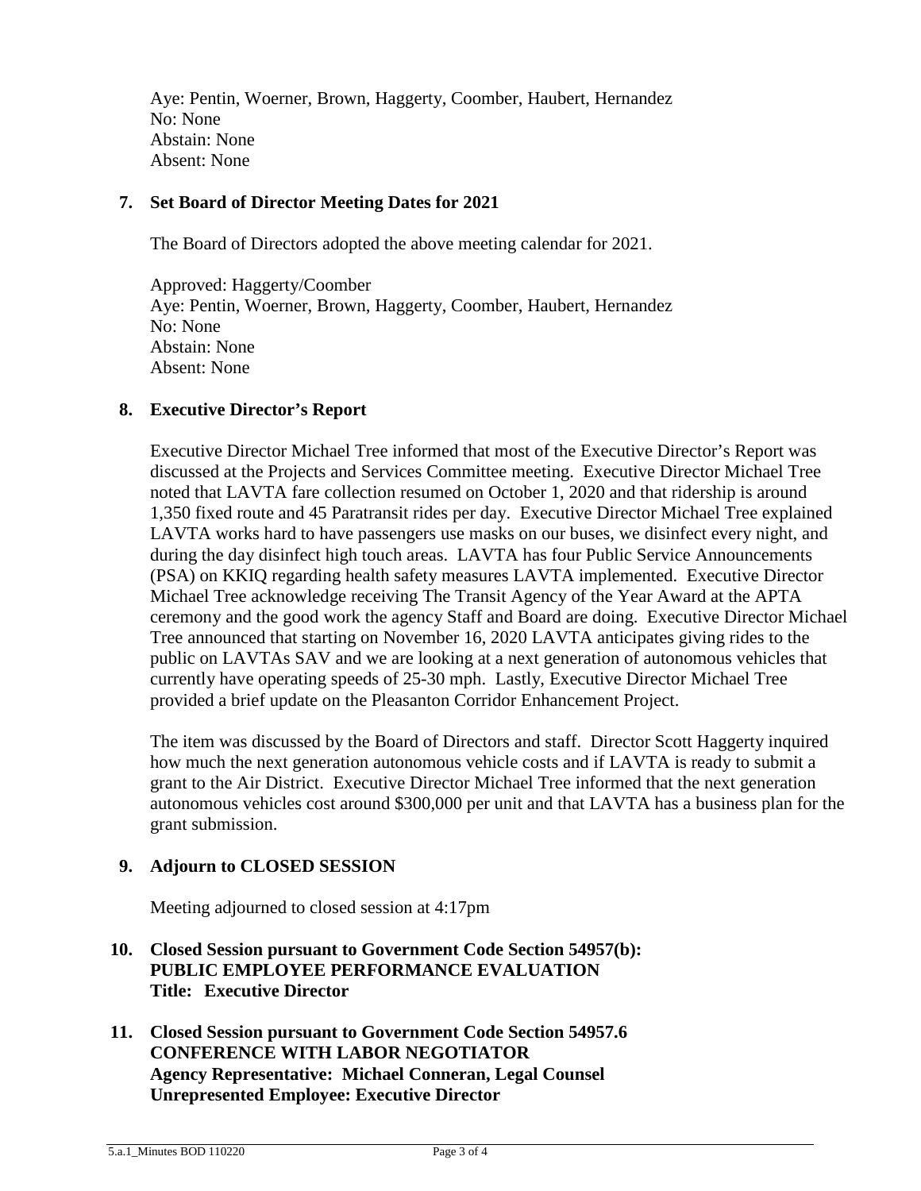Aye: Pentin, Woerner, Brown, Haggerty, Coomber, Haubert, Hernandez
No: None
Abstain: None
Absent: None

**7. Set Board of Director Meeting Dates for 2021**

The Board of Directors adopted the above meeting calendar for 2021.

Approved: Haggerty/Coomber
Aye: Pentin, Woerner, Brown, Haggerty, Coomber, Haubert, Hernandez
No: None
Abstain: None
Absent: None

**8. Executive Director's Report**

Executive Director Michael Tree informed that most of the Executive Director's Report was discussed at the Projects and Services Committee meeting. Executive Director Michael Tree noted that LAVTA fare collection resumed on October 1, 2020 and that ridership is around 1,350 fixed route and 45 Paratransit rides per day. Executive Director Michael Tree explained LAVTA works hard to have passengers use masks on our buses, we disinfect every night, and during the day disinfect high touch areas. LAVTA has four Public Service Announcements (PSA) on KKIQ regarding health safety measures LAVTA implemented. Executive Director Michael Tree acknowledge receiving The Transit Agency of the Year Award at the APTA ceremony and the good work the agency Staff and Board are doing. Executive Director Michael Tree announced that starting on November 16, 2020 LAVTA anticipates giving rides to the public on LAVTAs SAV and we are looking at a next generation of autonomous vehicles that currently have operating speeds of 25-30 mph. Lastly, Executive Director Michael Tree provided a brief update on the Pleasanton Corridor Enhancement Project.

The item was discussed by the Board of Directors and staff. Director Scott Haggerty inquired how much the next generation autonomous vehicle costs and if LAVTA is ready to submit a grant to the Air District. Executive Director Michael Tree informed that the next generation autonomous vehicles cost around $300,000 per unit and that LAVTA has a business plan for the grant submission.

**9. Adjourn to CLOSED SESSION**

Meeting adjourned to closed session at 4:17pm

**10. Closed Session pursuant to Government Code Section 54957(b):
PUBLIC EMPLOYEE PERFORMANCE EVALUATION
Title: Executive Director**

**11. Closed Session pursuant to Government Code Section 54957.6
CONFERENCE WITH LABOR NEGOTIATOR
Agency Representative: Michael Conneran, Legal Counsel
Unrepresented Employee: Executive Director**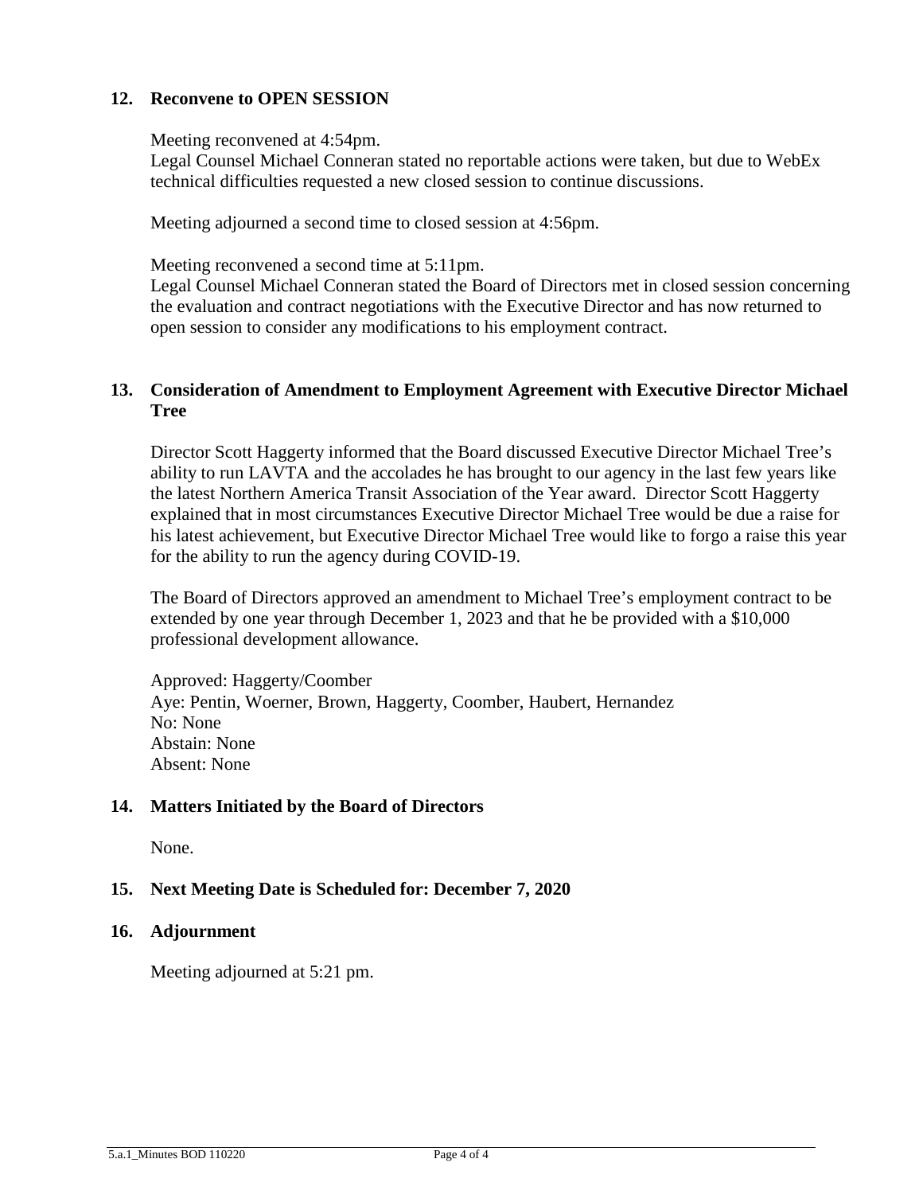## 12. Reconvene to OPEN SESSION

Meeting reconvened at 4:54pm.
Legal Counsel Michael Conneran stated no reportable actions were taken, but due to WebEx technical difficulties requested a new closed session to continue discussions.

Meeting adjourned a second time to closed session at 4:56pm.

Meeting reconvened a second time at 5:11pm.
Legal Counsel Michael Conneran stated the Board of Directors met in closed session concerning the evaluation and contract negotiations with the Executive Director and has now returned to open session to consider any modifications to his employment contract.

## 13. Consideration of Amendment to Employment Agreement with Executive Director Michael Tree

Director Scott Haggerty informed that the Board discussed Executive Director Michael Tree's ability to run LAVTA and the accolades he has brought to our agency in the last few years like the latest Northern America Transit Association of the Year award. Director Scott Haggerty explained that in most circumstances Executive Director Michael Tree would be due a raise for his latest achievement, but Executive Director Michael Tree would like to forgo a raise this year for the ability to run the agency during COVID-19.

The Board of Directors approved an amendment to Michael Tree's employment contract to be extended by one year through December 1, 2023 and that he be provided with a $10,000 professional development allowance.

Approved: Haggerty/Coomber
Aye: Pentin, Woerner, Brown, Haggerty, Coomber, Haubert, Hernandez
No: None
Abstain: None
Absent: None

## 14. Matters Initiated by the Board of Directors

None.

## 15. Next Meeting Date is Scheduled for: December 7, 2020

## 16. Adjournment

Meeting adjourned at 5:21 pm.